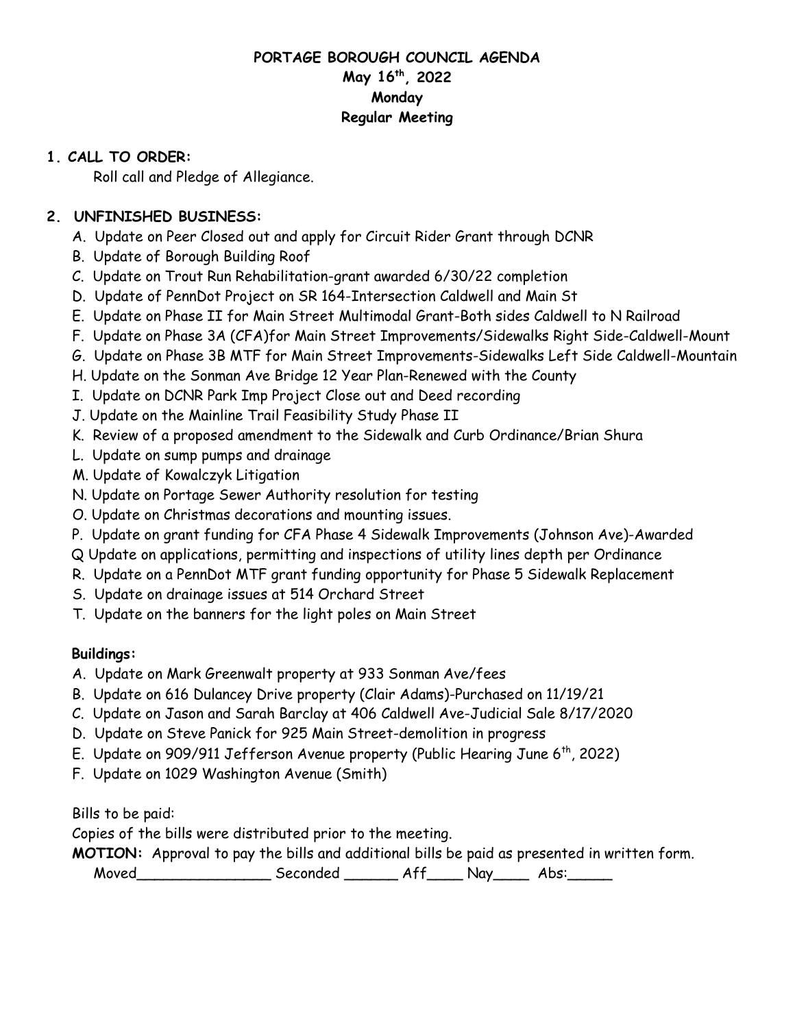# PORTAGE BOROUGH COUNCIL AGENDA
## May 16th, 2022
## Monday
## Regular Meeting

**1. CALL TO ORDER:**

Roll call and Pledge of Allegiance.

**2. UNFINISHED BUSINESS:**

A. Update on Peer Closed out and apply for Circuit Rider Grant through DCNR
B. Update of Borough Building Roof
C. Update on Trout Run Rehabilitation-grant awarded 6/30/22 completion
D. Update of PennDot Project on SR 164-Intersection Caldwell and Main St
E. Update on Phase II for Main Street Multimodal Grant-Both sides Caldwell to N Railroad
F. Update on Phase 3A (CFA)for Main Street Improvements/Sidewalks Right Side-Caldwell-Mount
G. Update on Phase 3B MTF for Main Street Improvements-Sidewalks Left Side Caldwell-Mountain
H. Update on the Sonman Ave Bridge 12 Year Plan-Renewed with the County
I. Update on DCNR Park Imp Project Close out and Deed recording
J. Update on the Mainline Trail Feasibility Study Phase II
K. Review of a proposed amendment to the Sidewalk and Curb Ordinance/Brian Shura
L. Update on sump pumps and drainage
M. Update of Kowalczyk Litigation
N. Update on Portage Sewer Authority resolution for testing
O. Update on Christmas decorations and mounting issues.
P. Update on grant funding for CFA Phase 4 Sidewalk Improvements (Johnson Ave)-Awarded
Q Update on applications, permitting and inspections of utility lines depth per Ordinance
R. Update on a PennDot MTF grant funding opportunity for Phase 5 Sidewalk Replacement
S. Update on drainage issues at 514 Orchard Street
T. Update on the banners for the light poles on Main Street

**Buildings:**

A. Update on Mark Greenwalt property at 933 Sonman Ave/fees
B. Update on 616 Dulancey Drive property (Clair Adams)-Purchased on 11/19/21
C. Update on Jason and Sarah Barclay at 406 Caldwell Ave-Judicial Sale 8/17/2020
D. Update on Steve Panick for 925 Main Street-demolition in progress
E. Update on 909/911 Jefferson Avenue property (Public Hearing June 6th, 2022)
F. Update on 1029 Washington Avenue (Smith)

Bills to be paid:

Copies of the bills were distributed prior to the meeting.

**MOTION:** Approval to pay the bills and additional bills be paid as presented in written form.

Moved_______________ Seconded ______ Aff____ Nay____ Abs:_____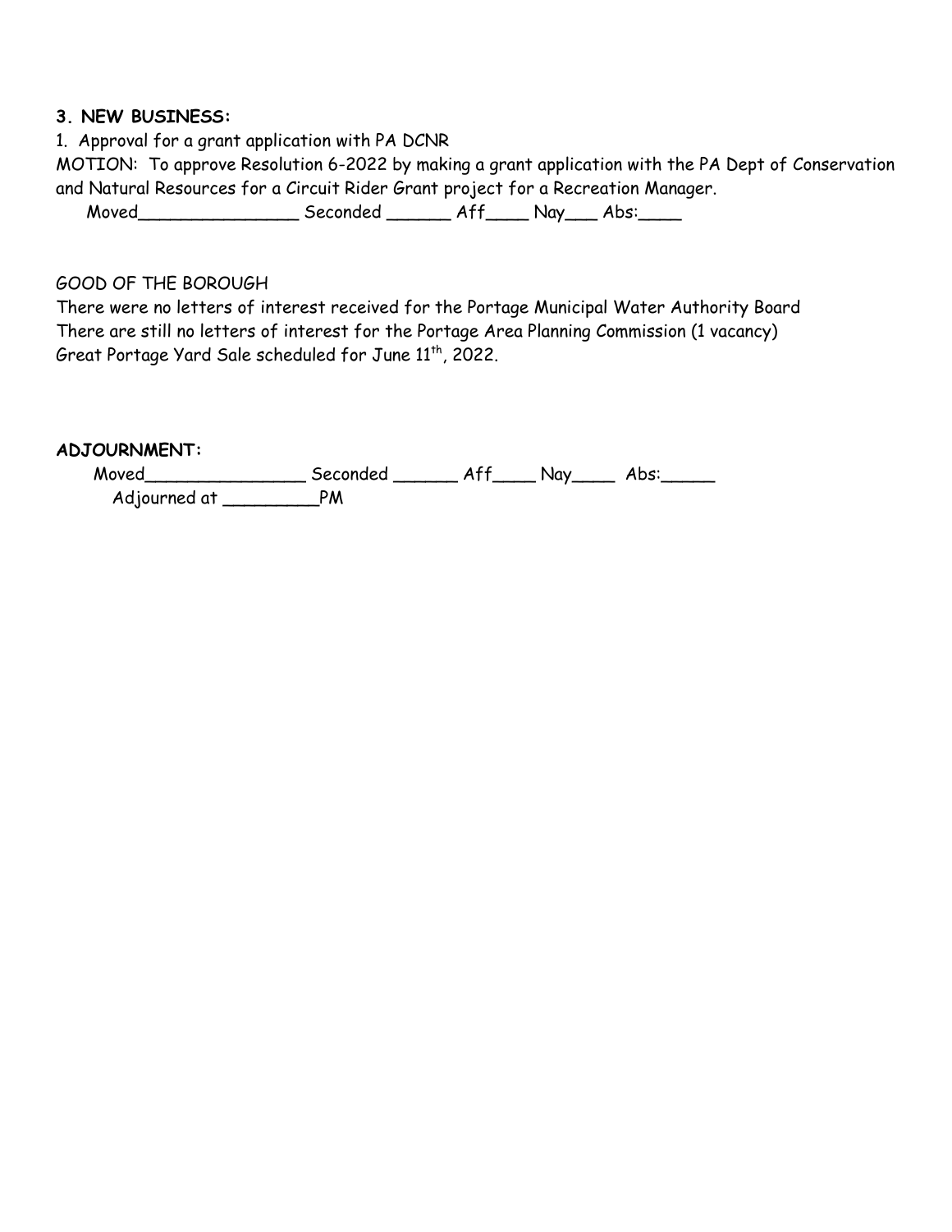**3. NEW BUSINESS:**

1. Approval for a grant application with PA DCNR

MOTION: To approve Resolution 6-2022 by making a grant application with the PA Dept of Conservation and Natural Resources for a Circuit Rider Grant project for a Recreation Manager.

Moved________________ Seconded ______ Aff____ Nay___ Abs:____

GOOD OF THE BOROUGH

There were no letters of interest received for the Portage Municipal Water Authority Board

There are still no letters of interest for the Portage Area Planning Commission (1 vacancy)

Great Portage Yard Sale scheduled for June 11th, 2022.

**ADJOURNMENT:**

Moved_______________ Seconded ______ Aff____ Nay____ Abs:_____

Adjourned at _________PM